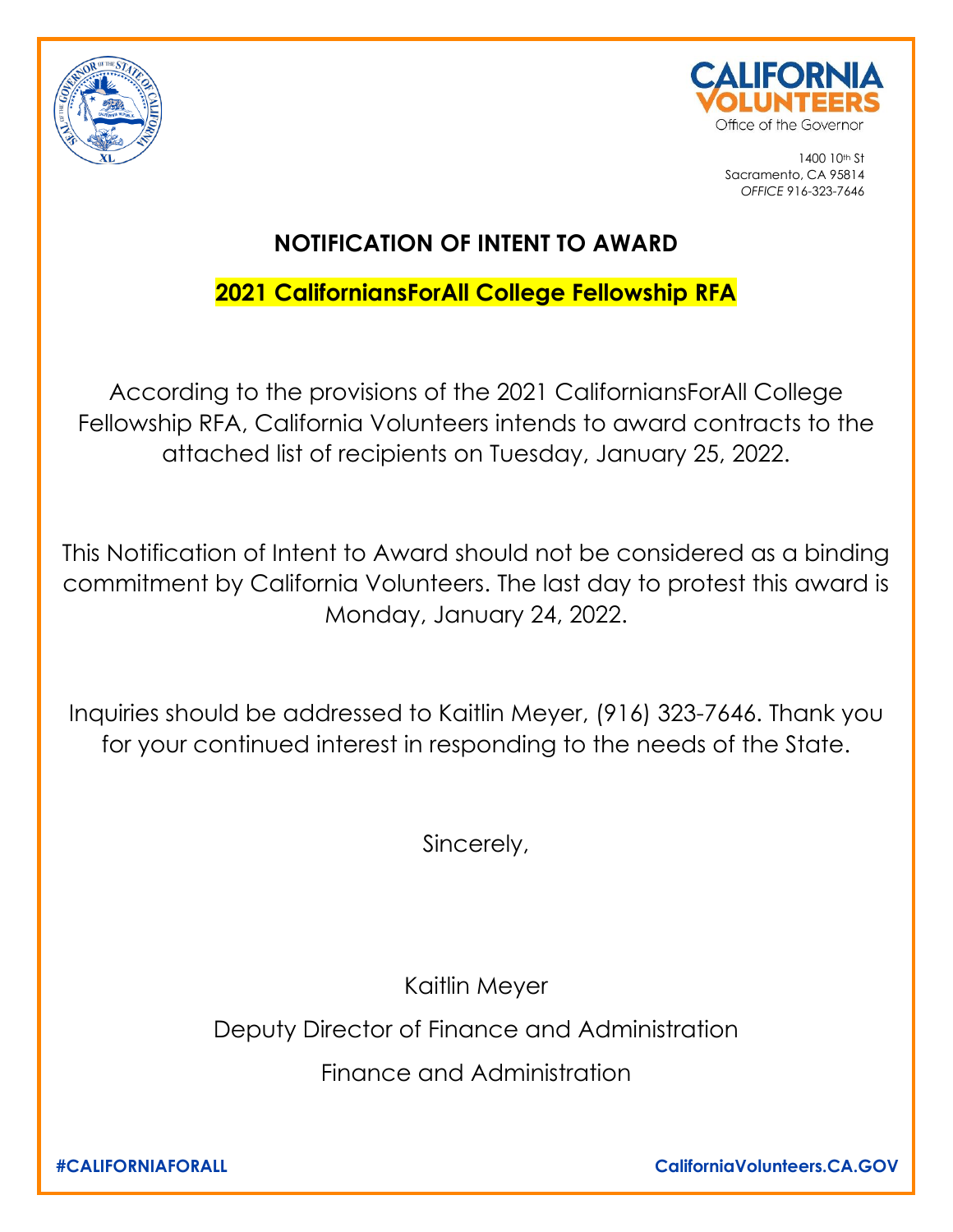CALIFORNIA VOLUNTEERS
Office of the Governor

1400 10th St
Sacramento, CA 95814
*OFFICE* 916-323-7646

# NOTIFICATION OF INTENT TO AWARD

## 2021 CaliforniansForAll College Fellowship RFA

According to the provisions of the 2021 CaliforniansForAll College Fellowship RFA, California Volunteers intends to award contracts to the attached list of recipients on Tuesday, January 25, 2022.

This Notification of Intent to Award should not be considered as a binding commitment by California Volunteers. The last day to protest this award is Monday, January 24, 2022.

Inquiries should be addressed to Kaitlin Meyer, (916) 323-7646. Thank you for your continued interest in responding to the needs of the State.

Sincerely,

Kaitlin Meyer

Deputy Director of Finance and Administration

Finance and Administration

**#CALIFORNIAFORALL** **CaliforniaVolunteers.CA.GOV**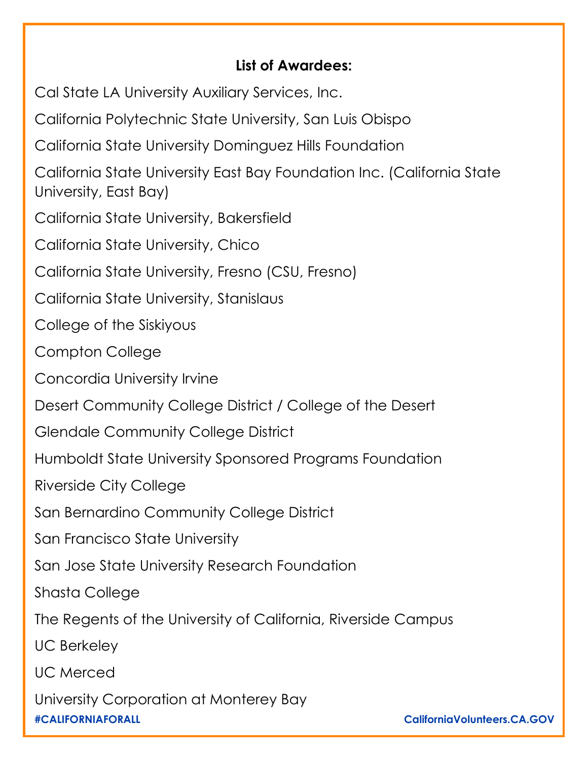**List of Awardees:**

Cal State LA University Auxiliary Services, Inc.

California Polytechnic State University, San Luis Obispo

California State University Dominguez Hills Foundation

California State University East Bay Foundation Inc. (California State University, East Bay)

California State University, Bakersfield

California State University, Chico

California State University, Fresno (CSU, Fresno)

California State University, Stanislaus

College of the Siskiyous

Compton College

Concordia University Irvine

Desert Community College District / College of the Desert

Glendale Community College District

Humboldt State University Sponsored Programs Foundation

Riverside City College

San Bernardino Community College District

San Francisco State University

San Jose State University Research Foundation

Shasta College

The Regents of the University of California, Riverside Campus

UC Berkeley

UC Merced

University Corporation at Monterey Bay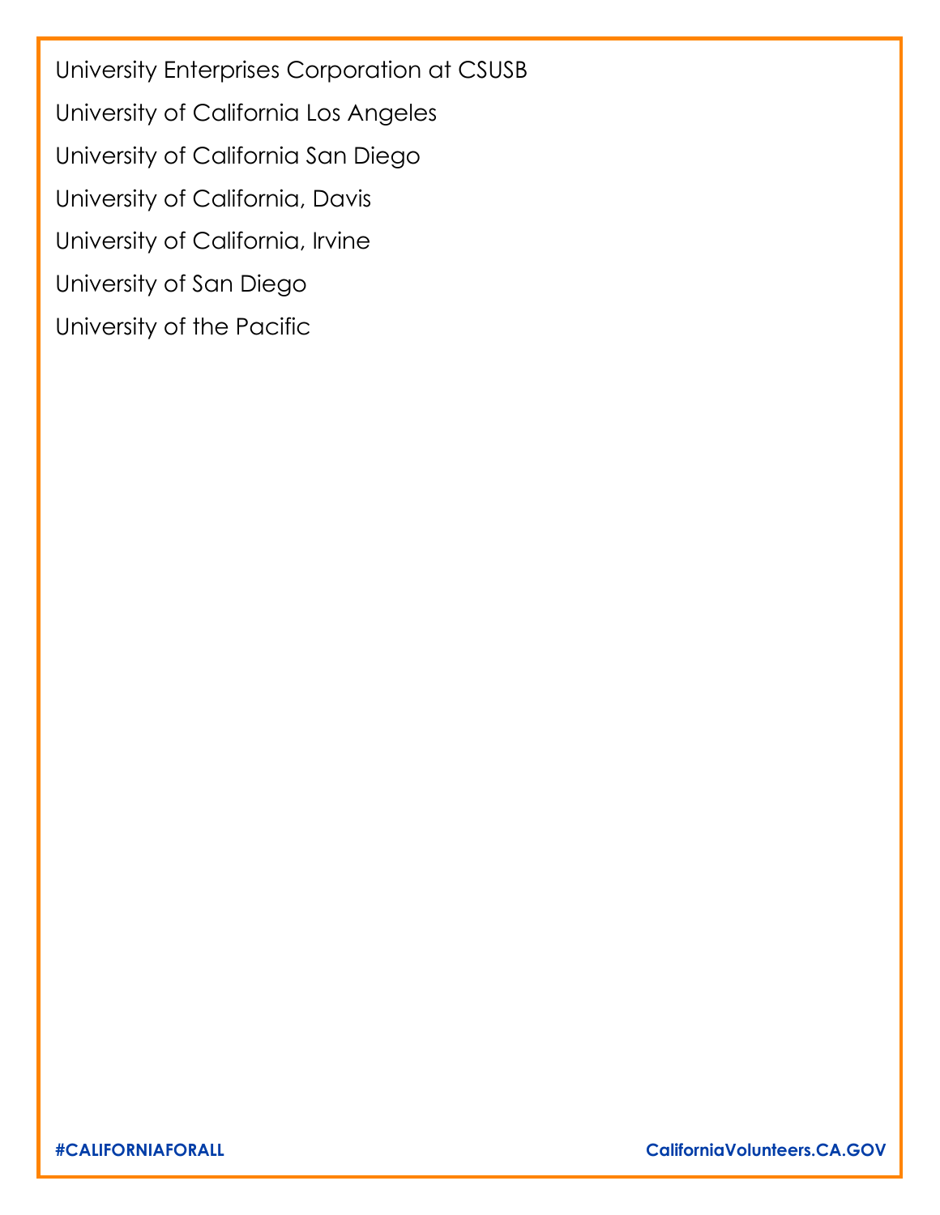University Enterprises Corporation at CSUSB

University of California Los Angeles

University of California San Diego

University of California, Davis

University of California, Irvine

University of San Diego

University of the Pacific

#CALIFORNIAFORALL

CaliforniaVolunteers.CA.GOV